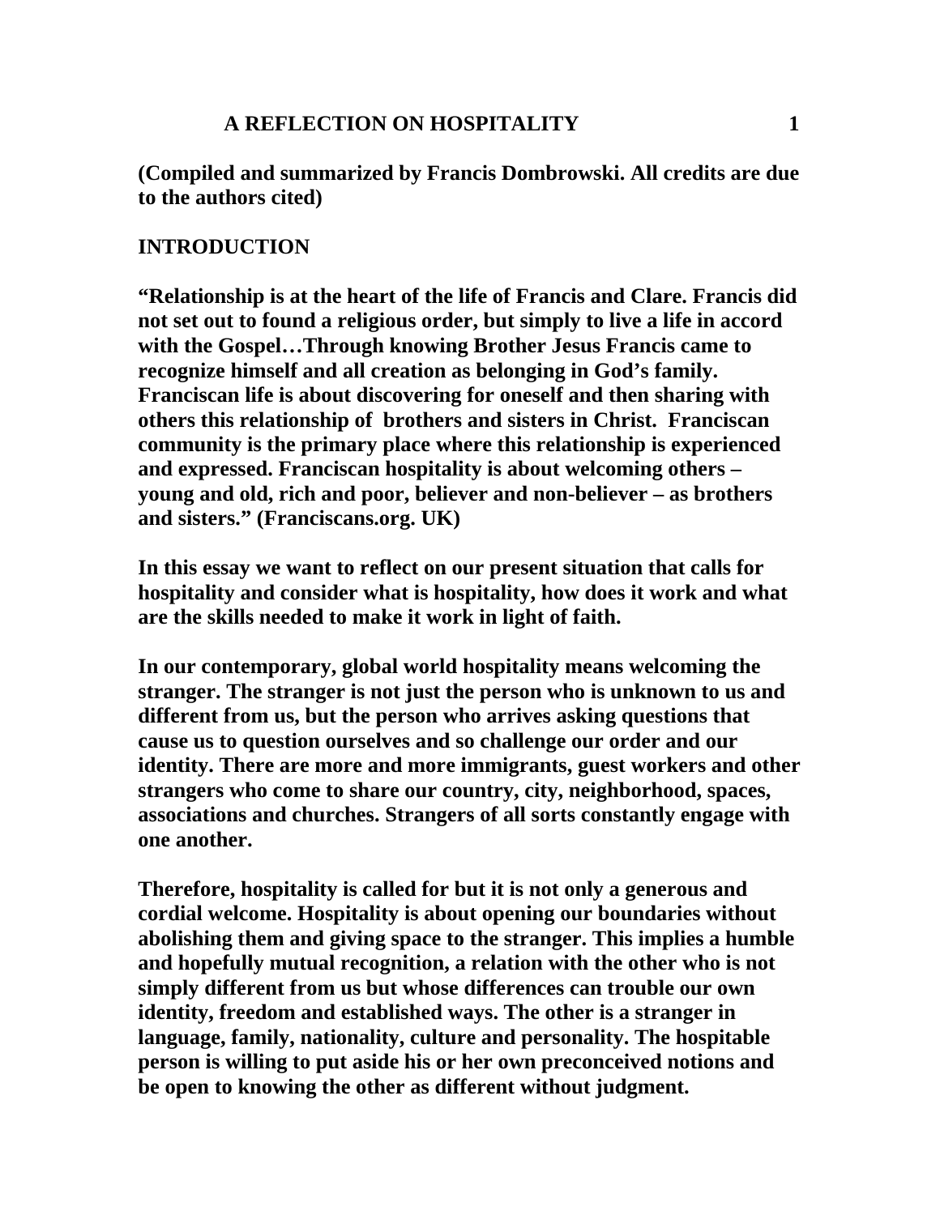# A REFLECTION ON HOSPITALITY

**(Compiled and summarized by Francis Dombrowski. All credits are due to the authors cited)**

## INTRODUCTION

**"Relationship is at the heart of the life of Francis and Clare. Francis did not set out to found a religious order, but simply to live a life in accord with the Gospel…Through knowing Brother Jesus Francis came to recognize himself and all creation as belonging in God's family. Franciscan life is about discovering for oneself and then sharing with others this relationship of brothers and sisters in Christ. Franciscan community is the primary place where this relationship is experienced and expressed. Franciscan hospitality is about welcoming others – young and old, rich and poor, believer and non-believer – as brothers and sisters." (Franciscans.org. UK)**

**In this essay we want to reflect on our present situation that calls for hospitality and consider what is hospitality, how does it work and what are the skills needed to make it work in light of faith.**

**In our contemporary, global world hospitality means welcoming the stranger. The stranger is not just the person who is unknown to us and different from us, but the person who arrives asking questions that cause us to question ourselves and so challenge our order and our identity. There are more and more immigrants, guest workers and other strangers who come to share our country, city, neighborhood, spaces, associations and churches. Strangers of all sorts constantly engage with one another.**

**Therefore, hospitality is called for but it is not only a generous and cordial welcome. Hospitality is about opening our boundaries without abolishing them and giving space to the stranger. This implies a humble and hopefully mutual recognition, a relation with the other who is not simply different from us but whose differences can trouble our own identity, freedom and established ways. The other is a stranger in language, family, nationality, culture and personality. The hospitable person is willing to put aside his or her own preconceived notions and be open to knowing the other as different without judgment.**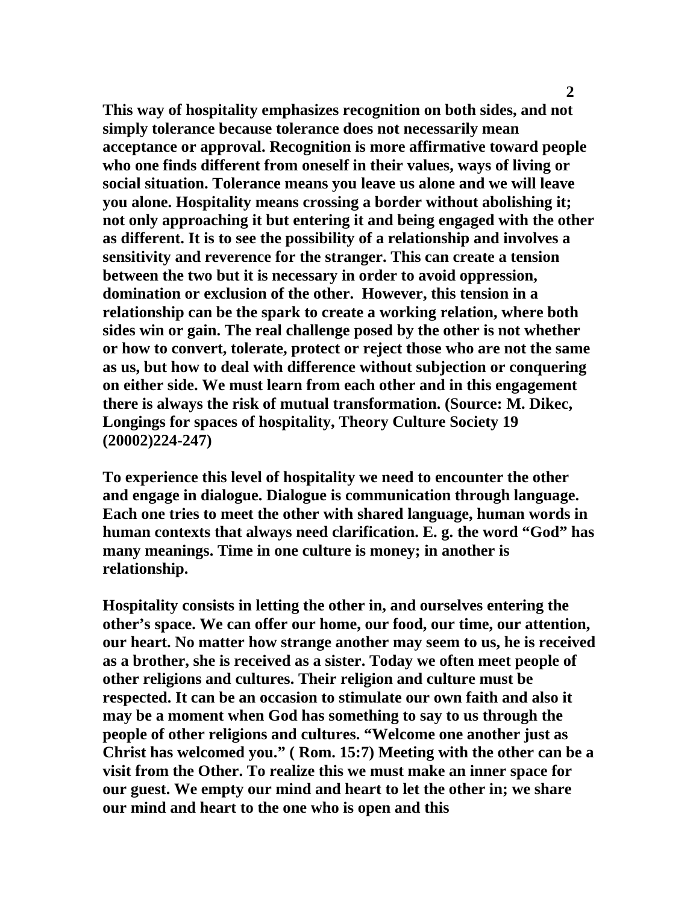**This way of hospitality emphasizes recognition on both sides, and not simply tolerance because tolerance does not necessarily mean acceptance or approval. Recognition is more affirmative toward people who one finds different from oneself in their values, ways of living or social situation. Tolerance means you leave us alone and we will leave you alone. Hospitality means crossing a border without abolishing it; not only approaching it but entering it and being engaged with the other as different. It is to see the possibility of a relationship and involves a sensitivity and reverence for the stranger. This can create a tension between the two but it is necessary in order to avoid oppression, domination or exclusion of the other. However, this tension in a relationship can be the spark to create a working relation, where both sides win or gain. The real challenge posed by the other is not whether or how to convert, tolerate, protect or reject those who are not the same as us, but how to deal with difference without subjection or conquering on either side. We must learn from each other and in this engagement there is always the risk of mutual transformation. (Source: M. Dikec, Longings for spaces of hospitality, Theory Culture Society 19 (20002)224-247)**

**To experience this level of hospitality we need to encounter the other and engage in dialogue. Dialogue is communication through language. Each one tries to meet the other with shared language, human words in human contexts that always need clarification. E. g. the word "God" has many meanings. Time in one culture is money; in another is relationship.**

**Hospitality consists in letting the other in, and ourselves entering the other's space. We can offer our home, our food, our time, our attention, our heart. No matter how strange another may seem to us, he is received as a brother, she is received as a sister. Today we often meet people of other religions and cultures. Their religion and culture must be respected. It can be an occasion to stimulate our own faith and also it may be a moment when God has something to say to us through the people of other religions and cultures. "Welcome one another just as Christ has welcomed you." ( Rom. 15:7) Meeting with the other can be a visit from the Other. To realize this we must make an inner space for our guest. We empty our mind and heart to let the other in; we share our mind and heart to the one who is open and this**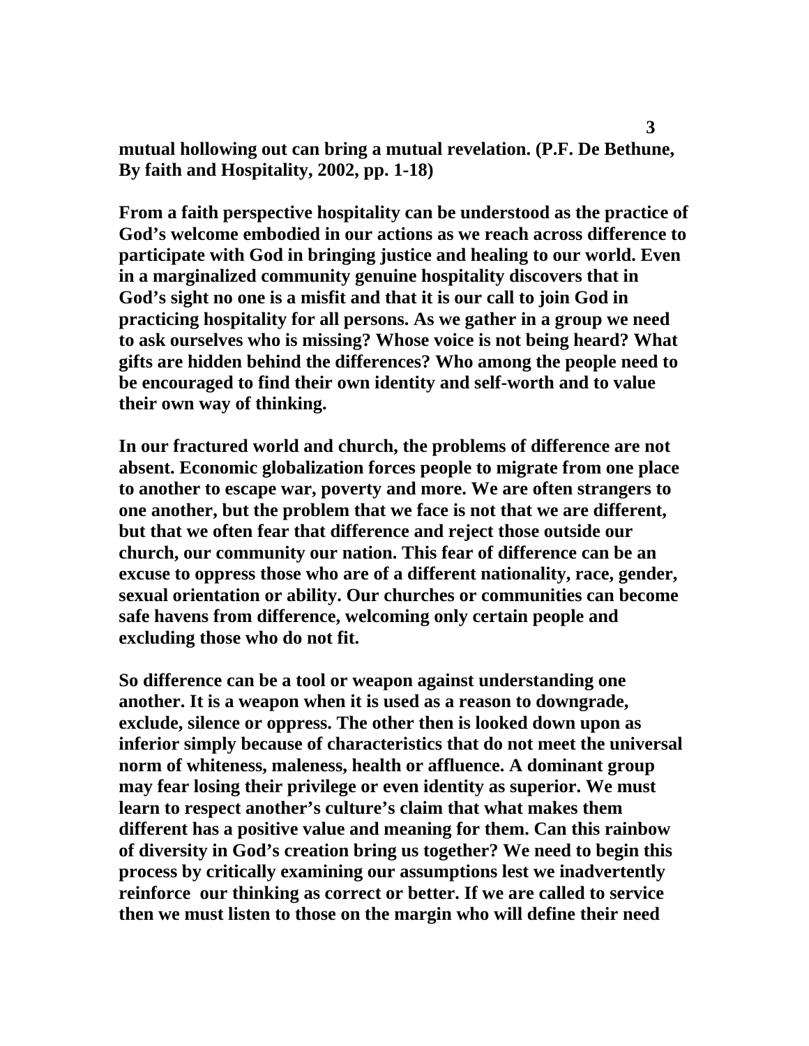**mutual hollowing out can bring a mutual revelation. (P.F. De Bethune, By faith and Hospitality, 2002, pp. 1-18)**

**From a faith perspective hospitality can be understood as the practice of God's welcome embodied in our actions as we reach across difference to participate with God in bringing justice and healing to our world. Even in a marginalized community genuine hospitality discovers that in God's sight no one is a misfit and that it is our call to join God in practicing hospitality for all persons. As we gather in a group we need to ask ourselves who is missing? Whose voice is not being heard? What gifts are hidden behind the differences? Who among the people need to be encouraged to find their own identity and self-worth and to value their own way of thinking.**

**In our fractured world and church, the problems of difference are not absent. Economic globalization forces people to migrate from one place to another to escape war, poverty and more. We are often strangers to one another, but the problem that we face is not that we are different, but that we often fear that difference and reject those outside our church, our community our nation. This fear of difference can be an excuse to oppress those who are of a different nationality, race, gender, sexual orientation or ability. Our churches or communities can become safe havens from difference, welcoming only certain people and excluding those who do not fit.**

**So difference can be a tool or weapon against understanding one another. It is a weapon when it is used as a reason to downgrade, exclude, silence or oppress. The other then is looked down upon as inferior simply because of characteristics that do not meet the universal norm of whiteness, maleness, health or affluence. A dominant group may fear losing their privilege or even identity as superior. We must learn to respect another's culture's claim that what makes them different has a positive value and meaning for them. Can this rainbow of diversity in God's creation bring us together? We need to begin this process by critically examining our assumptions lest we inadvertently reinforce our thinking as correct or better. If we are called to service then we must listen to those on the margin who will define their need**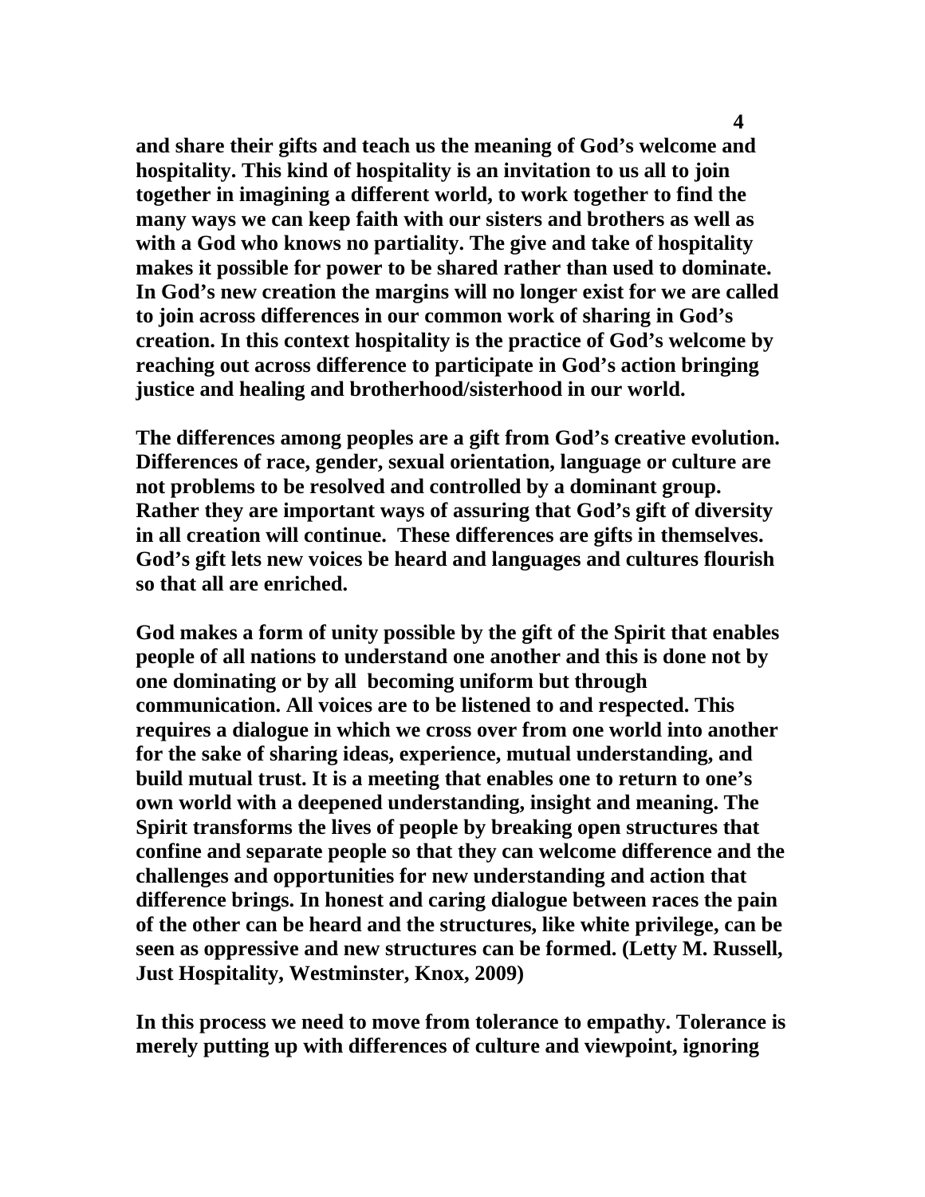**and share their gifts and teach us the meaning of God's welcome and hospitality. This kind of hospitality is an invitation to us all to join together in imagining a different world, to work together to find the many ways we can keep faith with our sisters and brothers as well as with a God who knows no partiality. The give and take of hospitality makes it possible for power to be shared rather than used to dominate. In God's new creation the margins will no longer exist for we are called to join across differences in our common work of sharing in God's creation. In this context hospitality is the practice of God's welcome by reaching out across difference to participate in God's action bringing justice and healing and brotherhood/sisterhood in our world.**

**The differences among peoples are a gift from God's creative evolution. Differences of race, gender, sexual orientation, language or culture are not problems to be resolved and controlled by a dominant group. Rather they are important ways of assuring that God's gift of diversity in all creation will continue. These differences are gifts in themselves. God's gift lets new voices be heard and languages and cultures flourish so that all are enriched.**

**God makes a form of unity possible by the gift of the Spirit that enables people of all nations to understand one another and this is done not by one dominating or by all becoming uniform but through communication. All voices are to be listened to and respected. This requires a dialogue in which we cross over from one world into another for the sake of sharing ideas, experience, mutual understanding, and build mutual trust. It is a meeting that enables one to return to one's own world with a deepened understanding, insight and meaning. The Spirit transforms the lives of people by breaking open structures that confine and separate people so that they can welcome difference and the challenges and opportunities for new understanding and action that difference brings. In honest and caring dialogue between races the pain of the other can be heard and the structures, like white privilege, can be seen as oppressive and new structures can be formed. (Letty M. Russell, Just Hospitality, Westminster, Knox, 2009)**

**In this process we need to move from tolerance to empathy. Tolerance is merely putting up with differences of culture and viewpoint, ignoring**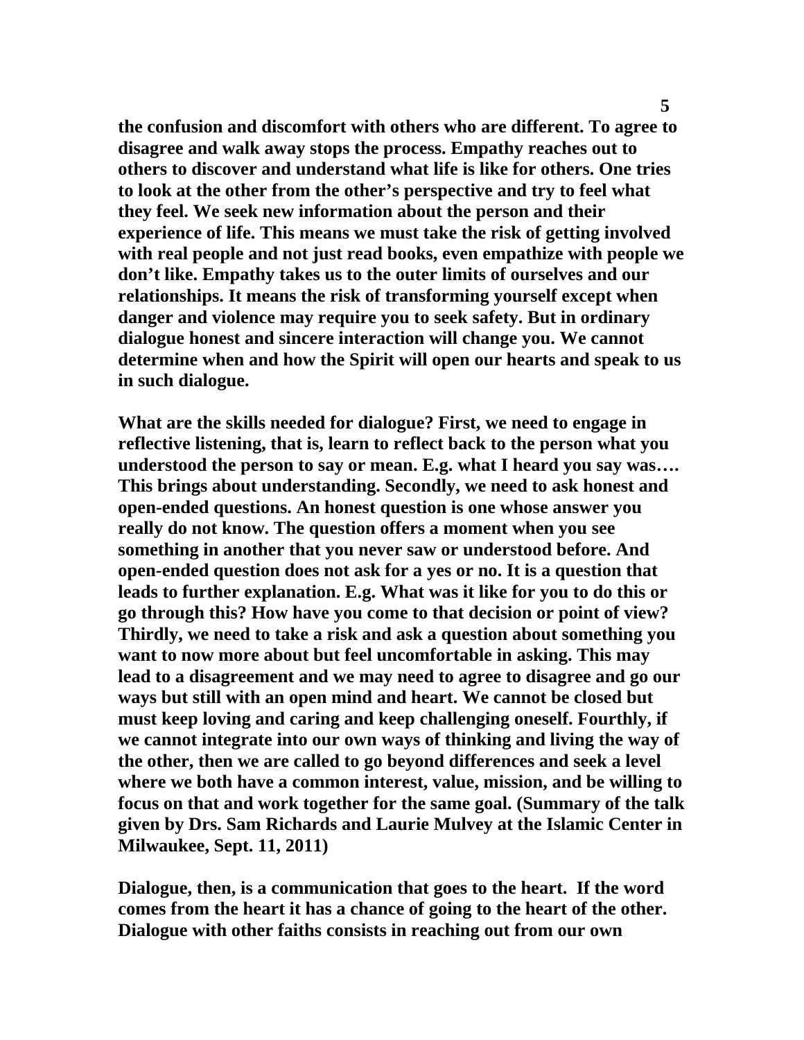**the confusion and discomfort with others who are different. To agree to disagree and walk away stops the process. Empathy reaches out to others to discover and understand what life is like for others. One tries to look at the other from the other's perspective and try to feel what they feel. We seek new information about the person and their experience of life. This means we must take the risk of getting involved with real people and not just read books, even empathize with people we don't like. Empathy takes us to the outer limits of ourselves and our relationships. It means the risk of transforming yourself except when danger and violence may require you to seek safety. But in ordinary dialogue honest and sincere interaction will change you. We cannot determine when and how the Spirit will open our hearts and speak to us in such dialogue.**

**What are the skills needed for dialogue? First, we need to engage in reflective listening, that is, learn to reflect back to the person what you understood the person to say or mean. E.g. what I heard you say was…. This brings about understanding. Secondly, we need to ask honest and open-ended questions. An honest question is one whose answer you really do not know. The question offers a moment when you see something in another that you never saw or understood before. And open-ended question does not ask for a yes or no. It is a question that leads to further explanation. E.g. What was it like for you to do this or go through this? How have you come to that decision or point of view? Thirdly, we need to take a risk and ask a question about something you want to now more about but feel uncomfortable in asking. This may lead to a disagreement and we may need to agree to disagree and go our ways but still with an open mind and heart. We cannot be closed but must keep loving and caring and keep challenging oneself. Fourthly, if we cannot integrate into our own ways of thinking and living the way of the other, then we are called to go beyond differences and seek a level where we both have a common interest, value, mission, and be willing to focus on that and work together for the same goal. (Summary of the talk given by Drs. Sam Richards and Laurie Mulvey at the Islamic Center in Milwaukee, Sept. 11, 2011)**

**Dialogue, then, is a communication that goes to the heart. If the word comes from the heart it has a chance of going to the heart of the other. Dialogue with other faiths consists in reaching out from our own**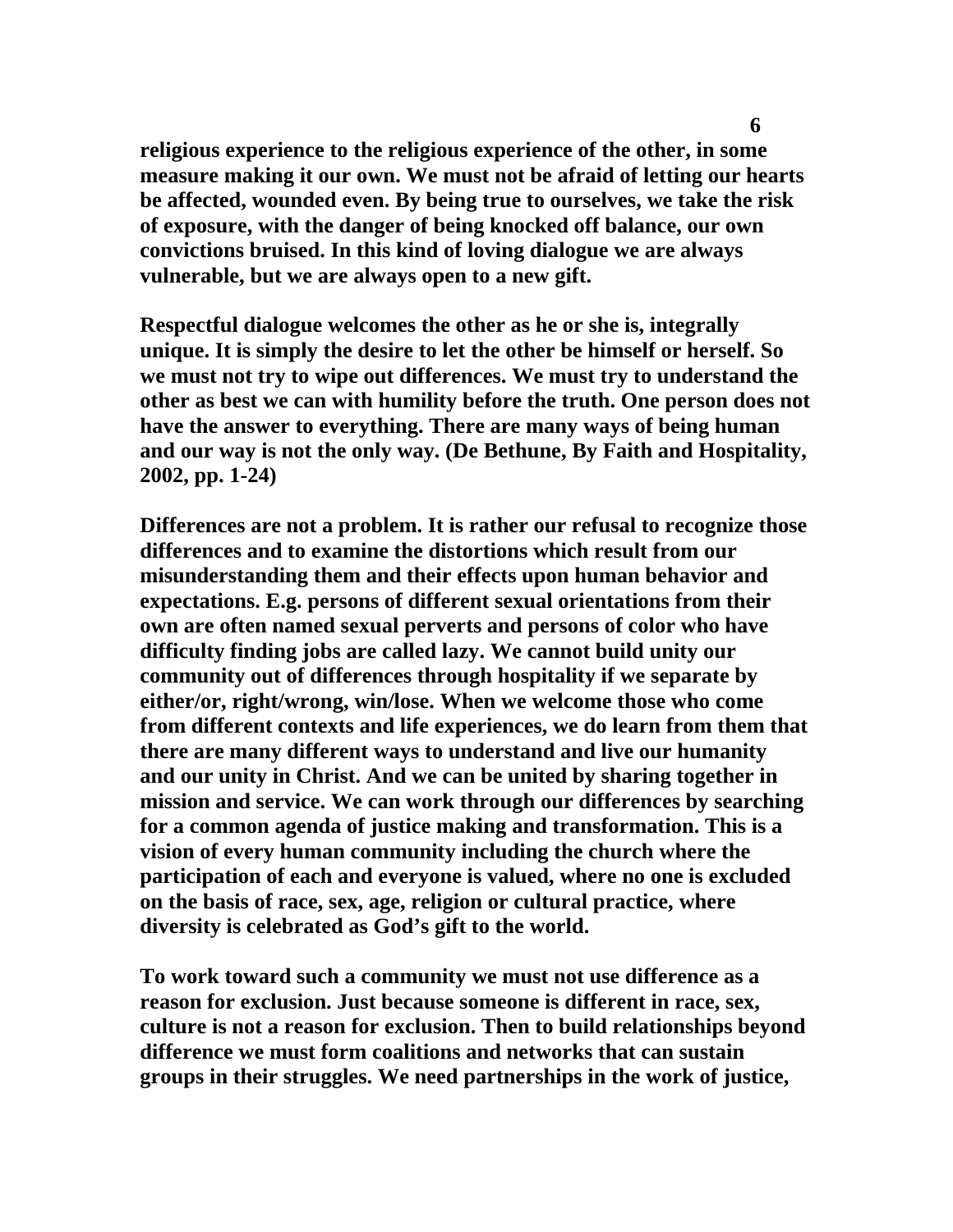**religious experience to the religious experience of the other, in some measure making it our own. We must not be afraid of letting our hearts be affected, wounded even. By being true to ourselves, we take the risk of exposure, with the danger of being knocked off balance, our own convictions bruised. In this kind of loving dialogue we are always vulnerable, but we are always open to a new gift.**

**Respectful dialogue welcomes the other as he or she is, integrally unique. It is simply the desire to let the other be himself or herself. So we must not try to wipe out differences. We must try to understand the other as best we can with humility before the truth. One person does not have the answer to everything. There are many ways of being human and our way is not the only way. (De Bethune, By Faith and Hospitality, 2002, pp. 1-24)**

**Differences are not a problem. It is rather our refusal to recognize those differences and to examine the distortions which result from our misunderstanding them and their effects upon human behavior and expectations. E.g. persons of different sexual orientations from their own are often named sexual perverts and persons of color who have difficulty finding jobs are called lazy. We cannot build unity our community out of differences through hospitality if we separate by either/or, right/wrong, win/lose. When we welcome those who come from different contexts and life experiences, we do learn from them that there are many different ways to understand and live our humanity and our unity in Christ. And we can be united by sharing together in mission and service. We can work through our differences by searching for a common agenda of justice making and transformation. This is a vision of every human community including the church where the participation of each and everyone is valued, where no one is excluded on the basis of race, sex, age, religion or cultural practice, where diversity is celebrated as God's gift to the world.**

**To work toward such a community we must not use difference as a reason for exclusion. Just because someone is different in race, sex, culture is not a reason for exclusion. Then to build relationships beyond difference we must form coalitions and networks that can sustain groups in their struggles. We need partnerships in the work of justice,**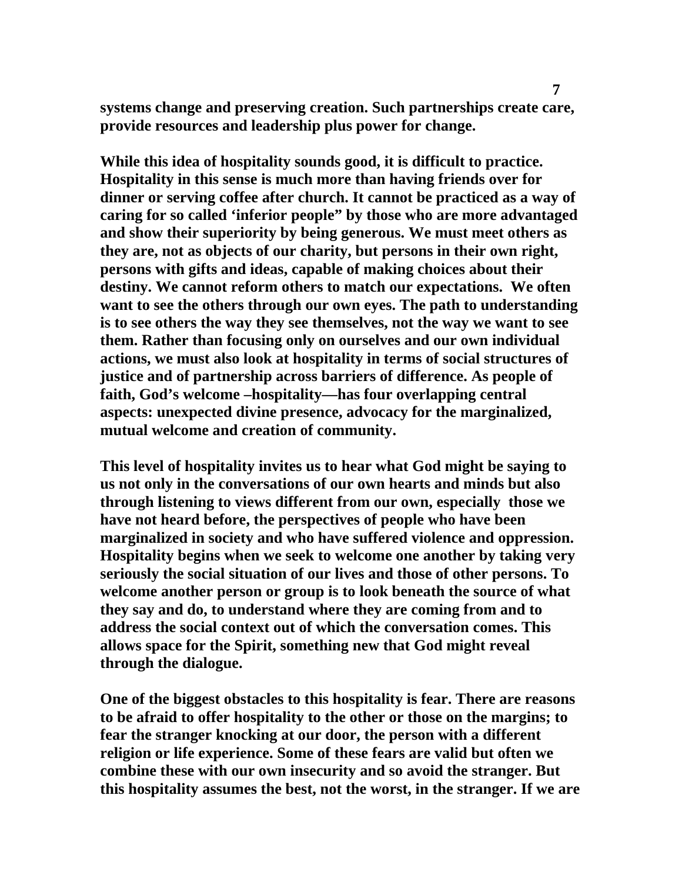**systems change and preserving creation. Such partnerships create care, provide resources and leadership plus power for change.**

**While this idea of hospitality sounds good, it is difficult to practice. Hospitality in this sense is much more than having friends over for dinner or serving coffee after church. It cannot be practiced as a way of caring for so called 'inferior people" by those who are more advantaged and show their superiority by being generous. We must meet others as they are, not as objects of our charity, but persons in their own right, persons with gifts and ideas, capable of making choices about their destiny. We cannot reform others to match our expectations. We often want to see the others through our own eyes. The path to understanding is to see others the way they see themselves, not the way we want to see them. Rather than focusing only on ourselves and our own individual actions, we must also look at hospitality in terms of social structures of justice and of partnership across barriers of difference. As people of faith, God's welcome –hospitality—has four overlapping central aspects: unexpected divine presence, advocacy for the marginalized, mutual welcome and creation of community.**

**This level of hospitality invites us to hear what God might be saying to us not only in the conversations of our own hearts and minds but also through listening to views different from our own, especially those we have not heard before, the perspectives of people who have been marginalized in society and who have suffered violence and oppression. Hospitality begins when we seek to welcome one another by taking very seriously the social situation of our lives and those of other persons. To welcome another person or group is to look beneath the source of what they say and do, to understand where they are coming from and to address the social context out of which the conversation comes. This allows space for the Spirit, something new that God might reveal through the dialogue.**

**One of the biggest obstacles to this hospitality is fear. There are reasons to be afraid to offer hospitality to the other or those on the margins; to fear the stranger knocking at our door, the person with a different religion or life experience. Some of these fears are valid but often we combine these with our own insecurity and so avoid the stranger. But this hospitality assumes the best, not the worst, in the stranger. If we are**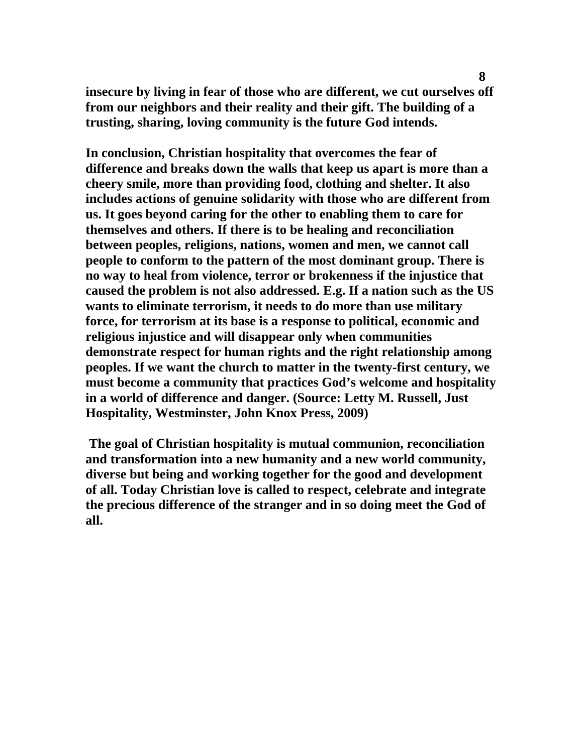**insecure by living in fear of those who are different, we cut ourselves off from our neighbors and their reality and their gift. The building of a trusting, sharing, loving community is the future God intends.**

**In conclusion, Christian hospitality that overcomes the fear of difference and breaks down the walls that keep us apart is more than a cheery smile, more than providing food, clothing and shelter. It also includes actions of genuine solidarity with those who are different from us. It goes beyond caring for the other to enabling them to care for themselves and others. If there is to be healing and reconciliation between peoples, religions, nations, women and men, we cannot call people to conform to the pattern of the most dominant group. There is no way to heal from violence, terror or brokenness if the injustice that caused the problem is not also addressed. E.g. If a nation such as the US wants to eliminate terrorism, it needs to do more than use military force, for terrorism at its base is a response to political, economic and religious injustice and will disappear only when communities demonstrate respect for human rights and the right relationship among peoples. If we want the church to matter in the twenty-first century, we must become a community that practices God's welcome and hospitality in a world of difference and danger. (Source: Letty M. Russell, Just Hospitality, Westminster, John Knox Press, 2009)**

**The goal of Christian hospitality is mutual communion, reconciliation and transformation into a new humanity and a new world community, diverse but being and working together for the good and development of all. Today Christian love is called to respect, celebrate and integrate the precious difference of the stranger and in so doing meet the God of all.**